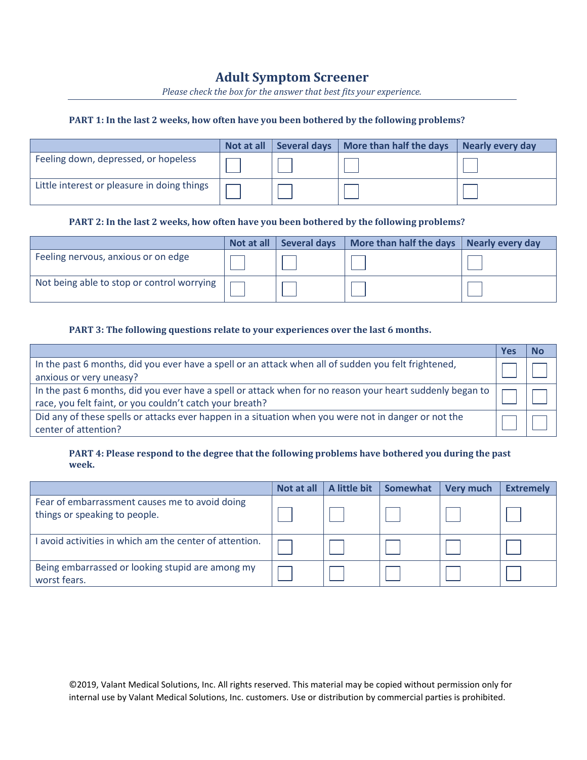# Adult Symptom Screener

*Please check the box for the answer that best fits your experience.*

**PART 1: In the last 2 weeks, how often have you been bothered by the following problems?**

| | Not at all | Several days | More than half the days | Nearly every day |
|---|---|---|---|---|
| Feeling down, depressed, or hopeless | ☐ | ☐ | ☐ | ☐ |
| Little interest or pleasure in doing things | ☐ | ☐ | ☐ | ☐ |

**PART 2: In the last 2 weeks, how often have you been bothered by the following problems?**

| | Not at all | Several days | More than half the days | Nearly every day |
|---|---|---|---|---|
| Feeling nervous, anxious or on edge | ☐ | ☐ | ☐ | ☐ |
| Not being able to stop or control worrying | ☐ | ☐ | ☐ | ☐ |

**PART 3: The following questions relate to your experiences over the last 6 months.**

| | Yes | No |
|---|---|---|
| In the past 6 months, did you ever have a spell or an attack when all of sudden you felt frightened, anxious or very uneasy? | ☐ | ☐ |
| In the past 6 months, did you ever have a spell or attack when for no reason your heart suddenly began to race, you felt faint, or you couldn't catch your breath? | ☐ | ☐ |
| Did any of these spells or attacks ever happen in a situation when you were not in danger or not the center of attention? | ☐ | ☐ |

**PART 4: Please respond to the degree that the following problems have bothered you during the past week.**

| | Not at all | A little bit | Somewhat | Very much | Extremely |
|---|---|---|---|---|---|
| Fear of embarrassment causes me to avoid doing things or speaking to people. | ☐ | ☐ | ☐ | ☐ | ☐ |
| I avoid activities in which am the center of attention. | ☐ | ☐ | ☐ | ☐ | ☐ |
| Being embarrassed or looking stupid are among my worst fears. | ☐ | ☐ | ☐ | ☐ | ☐ |

©2019, Valant Medical Solutions, Inc. All rights reserved. This material may be copied without permission only for internal use by Valant Medical Solutions, Inc. customers. Use or distribution by commercial parties is prohibited.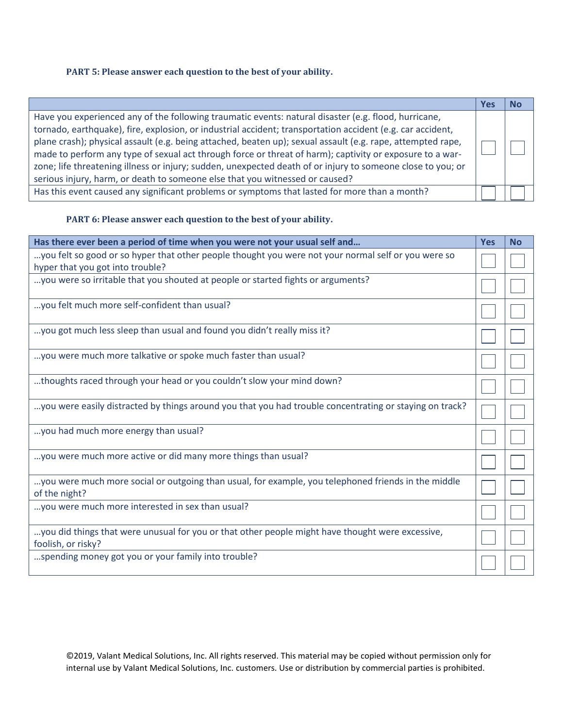**PART 5: Please answer each question to the best of your ability.**

| | Yes | No |
|---|---|---|
| Have you experienced any of the following traumatic events: natural disaster (e.g. flood, hurricane, tornado, earthquake), fire, explosion, or industrial accident; transportation accident (e.g. car accident, plane crash); physical assault (e.g. being attached, beaten up); sexual assault (e.g. rape, attempted rape, made to perform any type of sexual act through force or threat of harm); captivity or exposure to a war-zone; life threatening illness or injury; sudden, unexpected death of or injury to someone close to you; or serious injury, harm, or death to someone else that you witnessed or caused? | ☐ | ☐ |
| Has this event caused any significant problems or symptoms that lasted for more than a month? | ☐ | ☐ |

**PART 6: Please answer each question to the best of your ability.**

| Has there ever been a period of time when you were not your usual self and… | Yes | No |
|---|---|---|
| …you felt so good or so hyper that other people thought you were not your normal self or you were so hyper that you got into trouble? | ☐ | ☐ |
| …you were so irritable that you shouted at people or started fights or arguments? | ☐ | ☐ |
| …you felt much more self-confident than usual? | ☐ | ☐ |
| …you got much less sleep than usual and found you didn't really miss it? | ☐ | ☐ |
| …you were much more talkative or spoke much faster than usual? | ☐ | ☐ |
| …thoughts raced through your head or you couldn't slow your mind down? | ☐ | ☐ |
| …you were easily distracted by things around you that you had trouble concentrating or staying on track? | ☐ | ☐ |
| …you had much more energy than usual? | ☐ | ☐ |
| …you were much more active or did many more things than usual? | ☐ | ☐ |
| …you were much more social or outgoing than usual, for example, you telephoned friends in the middle of the night? | ☐ | ☐ |
| …you were much more interested in sex than usual? | ☐ | ☐ |
| …you did things that were unusual for you or that other people might have thought were excessive, foolish, or risky? | ☐ | ☐ |
| …spending money got you or your family into trouble? | ☐ | ☐ |

©2019, Valant Medical Solutions, Inc. All rights reserved. This material may be copied without permission only for internal use by Valant Medical Solutions, Inc. customers. Use or distribution by commercial parties is prohibited.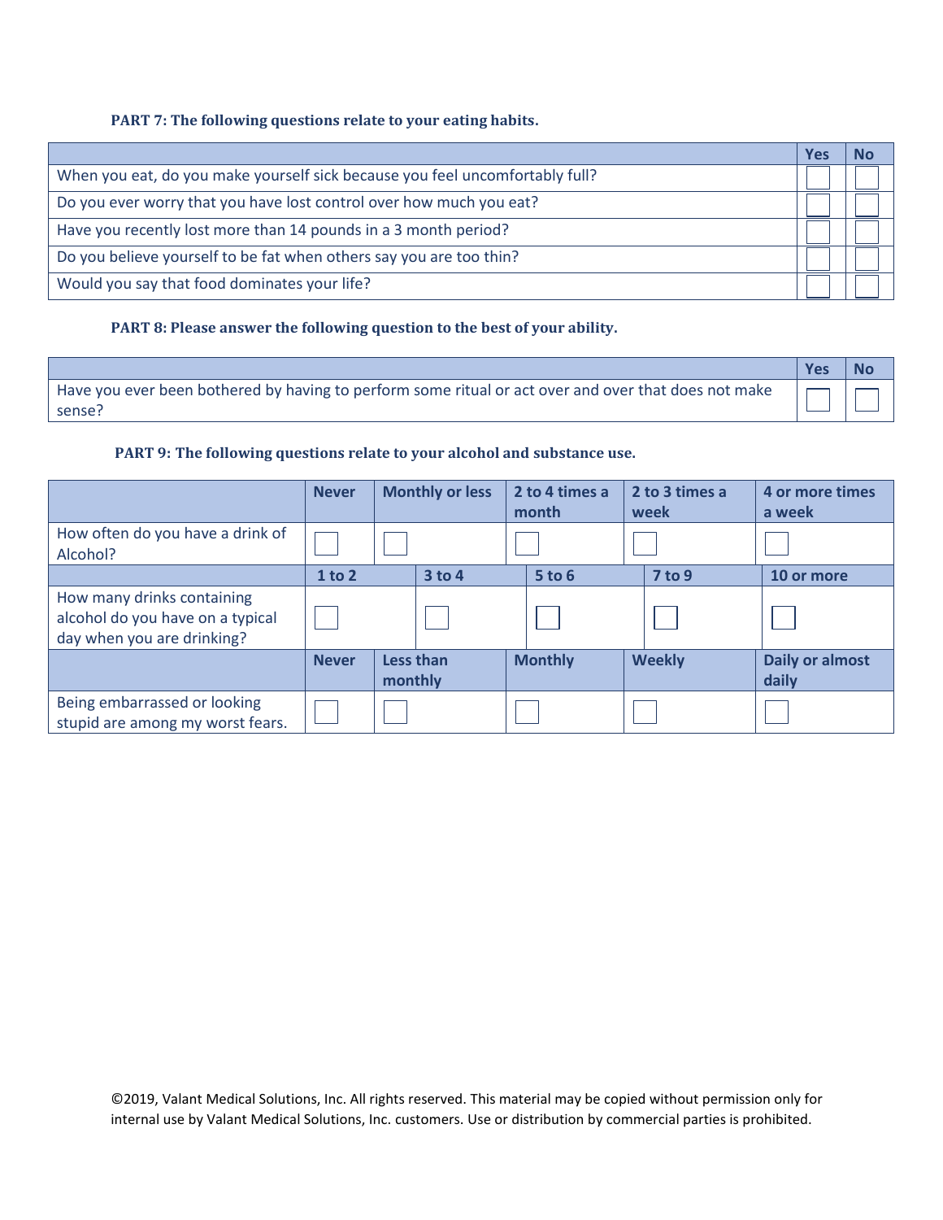**PART 7: The following questions relate to your eating habits.**

| | Yes | No |
|---|---|---|
| When you eat, do you make yourself sick because you feel uncomfortably full? | ☐ | ☐ |
| Do you ever worry that you have lost control over how much you eat? | ☐ | ☐ |
| Have you recently lost more than 14 pounds in a 3 month period? | ☐ | ☐ |
| Do you believe yourself to be fat when others say you are too thin? | ☐ | ☐ |
| Would you say that food dominates your life? | ☐ | ☐ |

**PART 8: Please answer the following question to the best of your ability.**

| | Yes | No |
|---|---|---|
| Have you ever been bothered by having to perform some ritual or act over and over that does not make sense? | ☐ | ☐ |

**PART 9: The following questions relate to your alcohol and substance use.**

| | Never | Monthly or less | 2 to 4 times a month | 2 to 3 times a week | 4 or more times a week |
|---|---|---|---|---|---|
| How often do you have a drink of Alcohol? | ☐ | ☐ | ☐ | ☐ | ☐ |
| | **1 to 2** | **3 to 4** | **5 to 6** | **7 to 9** | **10 or more** |
| How many drinks containing alcohol do you have on a typical day when you are drinking? | ☐ | ☐ | ☐ | ☐ | ☐ |
| | **Never** | **Less than monthly** | **Monthly** | **Weekly** | **Daily or almost daily** |
| Being embarrassed or looking stupid are among my worst fears. | ☐ | ☐ | ☐ | ☐ | ☐ |

©2019, Valant Medical Solutions, Inc. All rights reserved. This material may be copied without permission only for internal use by Valant Medical Solutions, Inc. customers. Use or distribution by commercial parties is prohibited.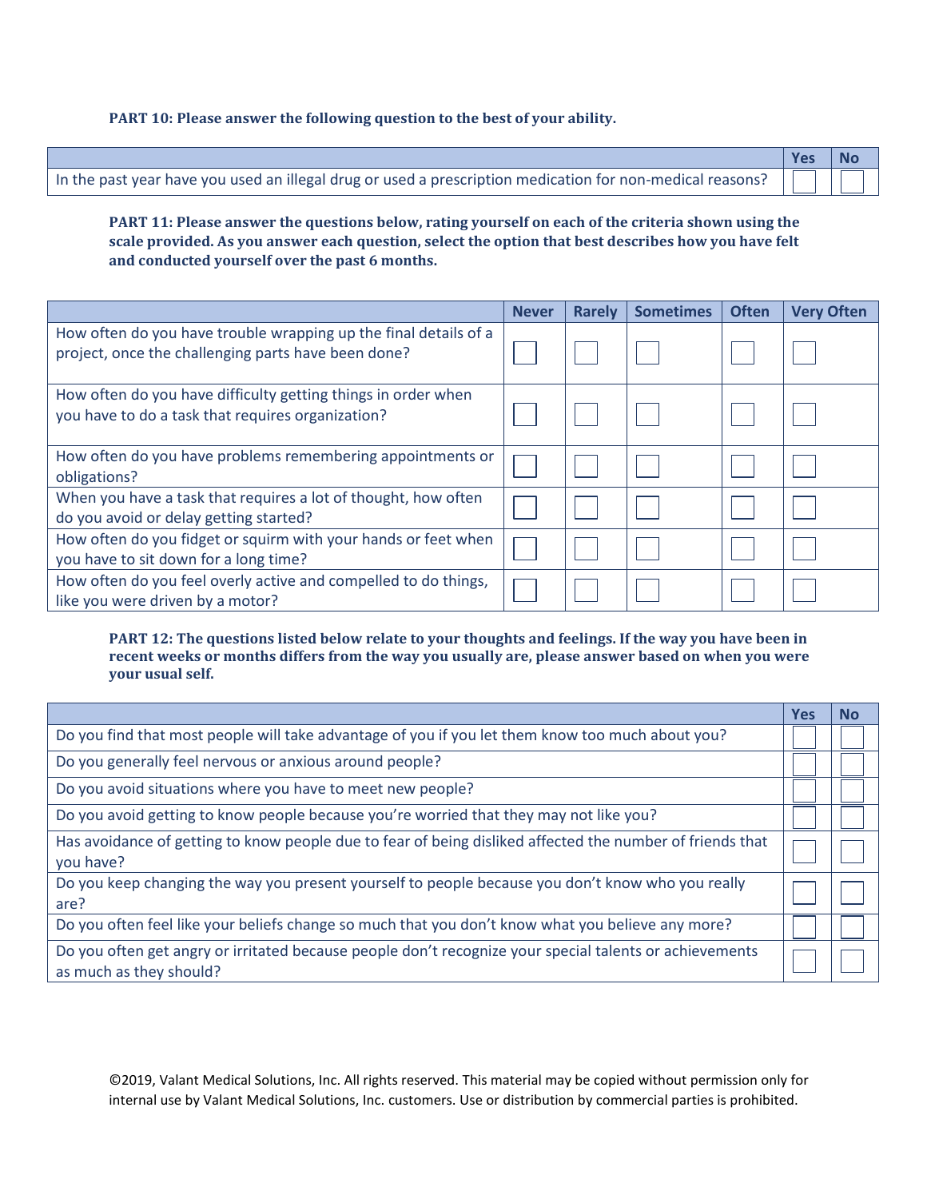**PART 10: Please answer the following question to the best of your ability.**

| | Yes | No |
|---|---|---|
| In the past year have you used an illegal drug or used a prescription medication for non-medical reasons? | ☐ | ☐ |

**PART 11: Please answer the questions below, rating yourself on each of the criteria shown using the scale provided. As you answer each question, select the option that best describes how you have felt and conducted yourself over the past 6 months.**

| | Never | Rarely | Sometimes | Often | Very Often |
|---|---|---|---|---|---|
| How often do you have trouble wrapping up the final details of a project, once the challenging parts have been done? | ☐ | ☐ | ☐ | ☐ | ☐ |
| How often do you have difficulty getting things in order when you have to do a task that requires organization? | ☐ | ☐ | ☐ | ☐ | ☐ |
| How often do you have problems remembering appointments or obligations? | ☐ | ☐ | ☐ | ☐ | ☐ |
| When you have a task that requires a lot of thought, how often do you avoid or delay getting started? | ☐ | ☐ | ☐ | ☐ | ☐ |
| How often do you fidget or squirm with your hands or feet when you have to sit down for a long time? | ☐ | ☐ | ☐ | ☐ | ☐ |
| How often do you feel overly active and compelled to do things, like you were driven by a motor? | ☐ | ☐ | ☐ | ☐ | ☐ |

**PART 12: The questions listed below relate to your thoughts and feelings. If the way you have been in recent weeks or months differs from the way you usually are, please answer based on when you were your usual self.**

| | Yes | No |
|---|---|---|
| Do you find that most people will take advantage of you if you let them know too much about you? | ☐ | ☐ |
| Do you generally feel nervous or anxious around people? | ☐ | ☐ |
| Do you avoid situations where you have to meet new people? | ☐ | ☐ |
| Do you avoid getting to know people because you're worried that they may not like you? | ☐ | ☐ |
| Has avoidance of getting to know people due to fear of being disliked affected the number of friends that you have? | ☐ | ☐ |
| Do you keep changing the way you present yourself to people because you don't know who you really are? | ☐ | ☐ |
| Do you often feel like your beliefs change so much that you don't know what you believe any more? | ☐ | ☐ |
| Do you often get angry or irritated because people don't recognize your special talents or achievements as much as they should? | ☐ | ☐ |

©2019, Valant Medical Solutions, Inc. All rights reserved. This material may be copied without permission only for internal use by Valant Medical Solutions, Inc. customers. Use or distribution by commercial parties is prohibited.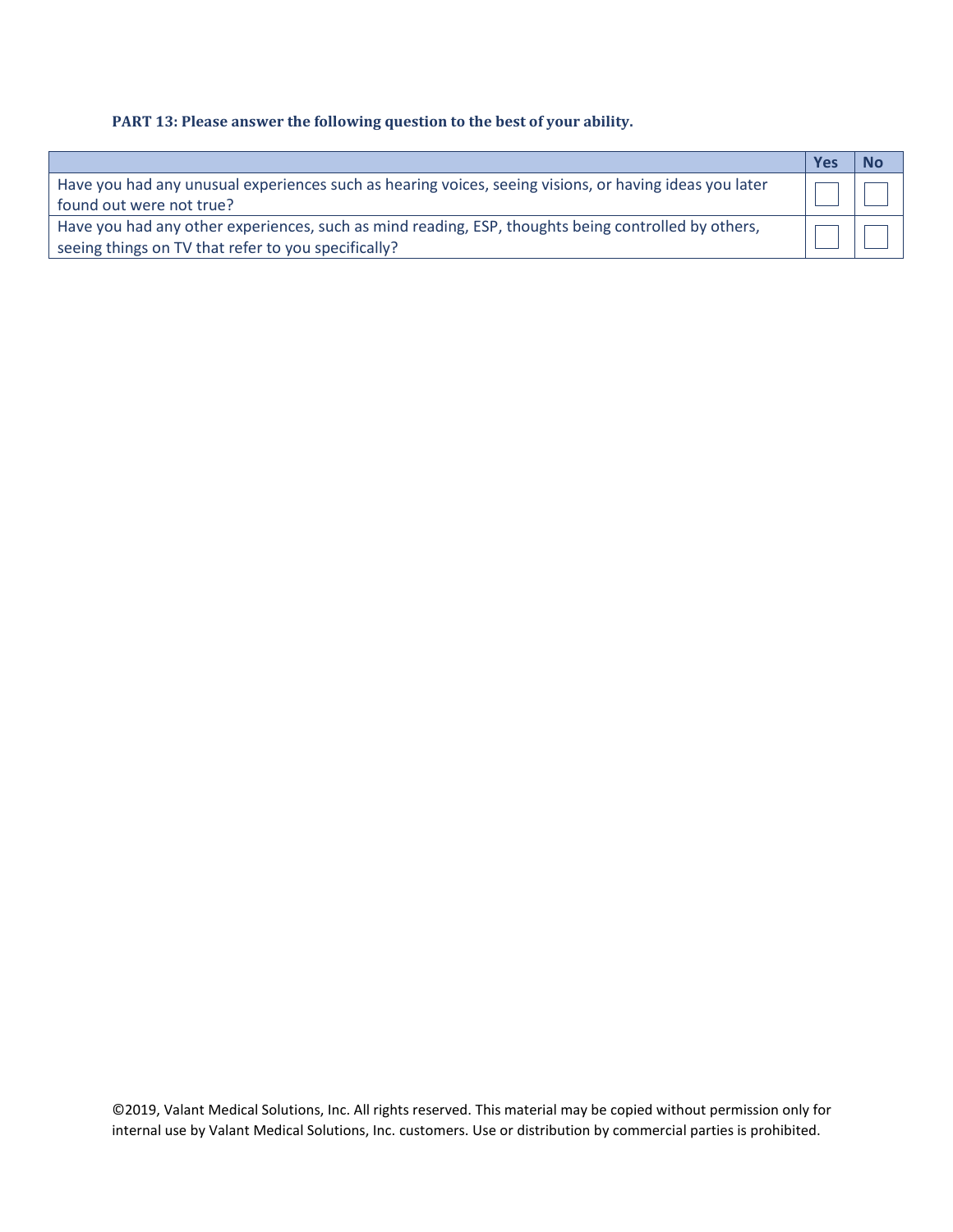**PART 13: Please answer the following question to the best of your ability.**

| | Yes | No |
|---|---|---|
| Have you had any unusual experiences such as hearing voices, seeing visions, or having ideas you later found out were not true? | ☐ | ☐ |
| Have you had any other experiences, such as mind reading, ESP, thoughts being controlled by others, seeing things on TV that refer to you specifically? | ☐ | ☐ |

©2019, Valant Medical Solutions, Inc. All rights reserved. This material may be copied without permission only for internal use by Valant Medical Solutions, Inc. customers. Use or distribution by commercial parties is prohibited.